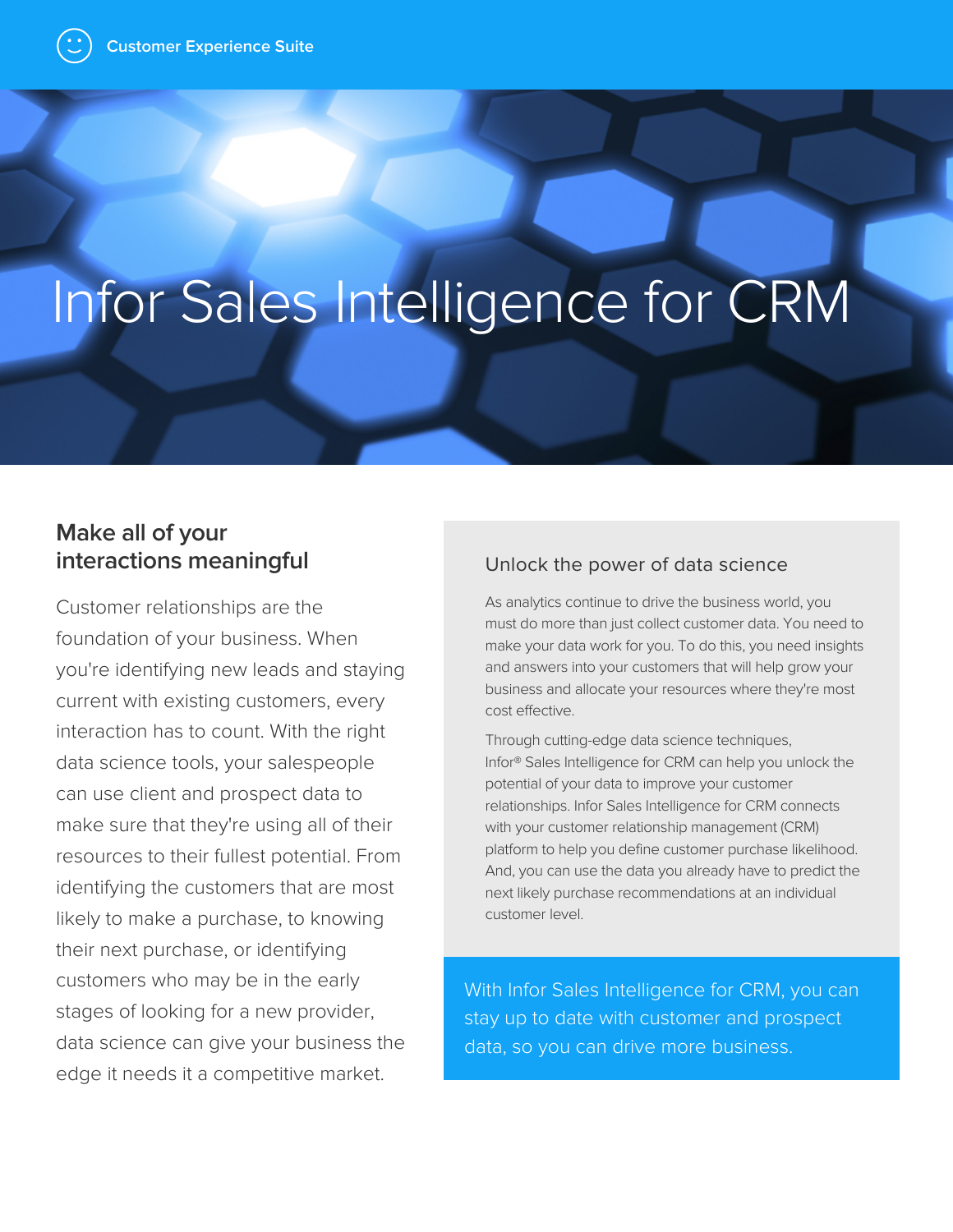Customer Experience Suite

# Infor Sales Intelligence for CRM

## Make all of your interactions meaningful

Customer relationships are the foundation of your business. When you're identifying new leads and staying current with existing customers, every interaction has to count. With the right data science tools, your salespeople can use client and prospect data to make sure that they're using all of their resources to their fullest potential. From identifying the customers that are most likely to make a purchase, to knowing their next purchase, or identifying customers who may be in the early stages of looking for a new provider, data science can give your business the edge it needs it a competitive market.

### Unlock the power of data science

As analytics continue to drive the business world, you must do more than just collect customer data. You need to make your data work for you. To do this, you need insights and answers into your customers that will help grow your business and allocate your resources where they're most cost effective.

Through cutting-edge data science techniques, Infor® Sales Intelligence for CRM can help you unlock the potential of your data to improve your customer relationships. Infor Sales Intelligence for CRM connects with your customer relationship management (CRM) platform to help you define customer purchase likelihood. And, you can use the data you already have to predict the next likely purchase recommendations at an individual customer level.

With Infor Sales Intelligence for CRM, you can stay up to date with customer and prospect data, so you can drive more business.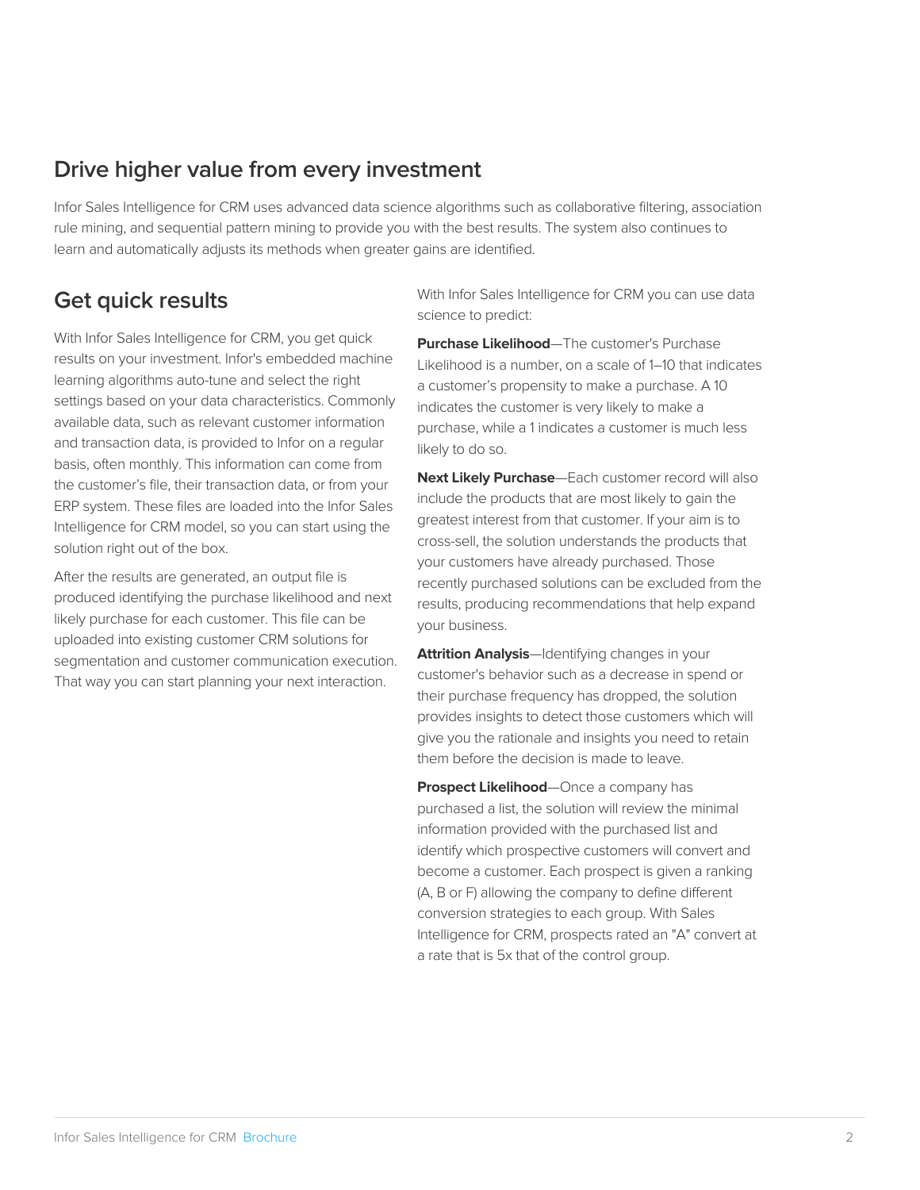## Drive higher value from every investment

Infor Sales Intelligence for CRM uses advanced data science algorithms such as collaborative filtering, association rule mining, and sequential pattern mining to provide you with the best results. The system also continues to learn and automatically adjusts its methods when greater gains are identified.

## Get quick results

With Infor Sales Intelligence for CRM, you get quick results on your investment. Infor's embedded machine learning algorithms auto-tune and select the right settings based on your data characteristics. Commonly available data, such as relevant customer information and transaction data, is provided to Infor on a regular basis, often monthly. This information can come from the customer's file, their transaction data, or from your ERP system. These files are loaded into the Infor Sales Intelligence for CRM model, so you can start using the solution right out of the box.

After the results are generated, an output file is produced identifying the purchase likelihood and next likely purchase for each customer. This file can be uploaded into existing customer CRM solutions for segmentation and customer communication execution. That way you can start planning your next interaction.

With Infor Sales Intelligence for CRM you can use data science to predict:

**Purchase Likelihood**—The customer's Purchase Likelihood is a number, on a scale of 1–10 that indicates a customer's propensity to make a purchase. A 10 indicates the customer is very likely to make a purchase, while a 1 indicates a customer is much less likely to do so.

**Next Likely Purchase**—Each customer record will also include the products that are most likely to gain the greatest interest from that customer. If your aim is to cross-sell, the solution understands the products that your customers have already purchased. Those recently purchased solutions can be excluded from the results, producing recommendations that help expand your business.

**Attrition Analysis**—Identifying changes in your customer's behavior such as a decrease in spend or their purchase frequency has dropped, the solution provides insights to detect those customers which will give you the rationale and insights you need to retain them before the decision is made to leave.

**Prospect Likelihood**—Once a company has purchased a list, the solution will review the minimal information provided with the purchased list and identify which prospective customers will convert and become a customer. Each prospect is given a ranking (A, B or F) allowing the company to define different conversion strategies to each group. With Sales Intelligence for CRM, prospects rated an "A" convert at a rate that is 5x that of the control group.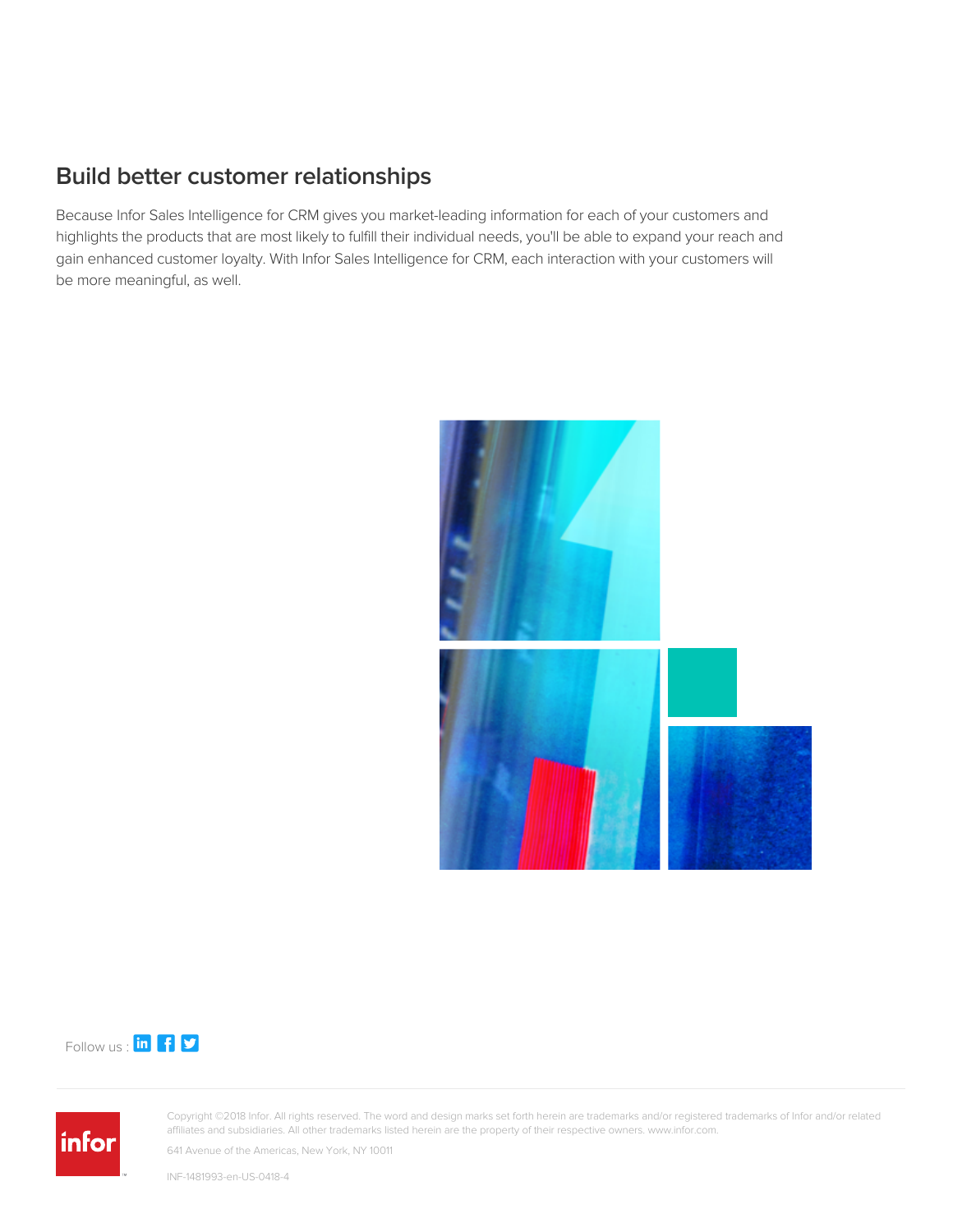## Build better customer relationships

Because Infor Sales Intelligence for CRM gives you market-leading information for each of your customers and highlights the products that are most likely to fulfill their individual needs, you'll be able to expand your reach and gain enhanced customer loyalty. With Infor Sales Intelligence for CRM, each interaction with your customers will be more meaningful, as well.

Follow us :

Copyright ©2018 Infor. All rights reserved. The word and design marks set forth herein are trademarks and/or registered trademarks of Infor and/or related affiliates and subsidiaries. All other trademarks listed herein are the property of their respective owners. www.infor.com.

641 Avenue of the Americas, New York, NY 10011

INF-1481993-en-US-0418-4